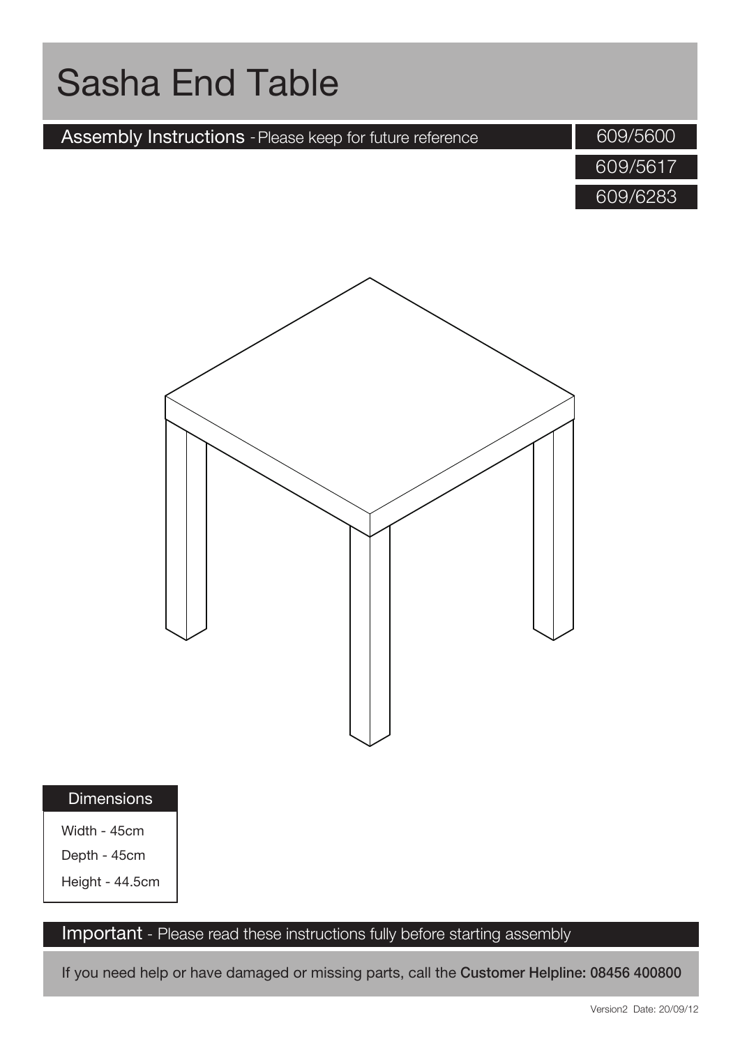# Sasha End Table

## Assembly Instructions - Please keep for future reference

609/5600

609/5617

609/6283

### Dimensions

Width - 45cm

Depth - 45cm

Height - 44.5cm

## Important - Please read these instructions fully before starting assembly

If you need help or have damaged or missing parts, call the **Customer Helpline: 08456 400800**

Version2 Date: 20/09/12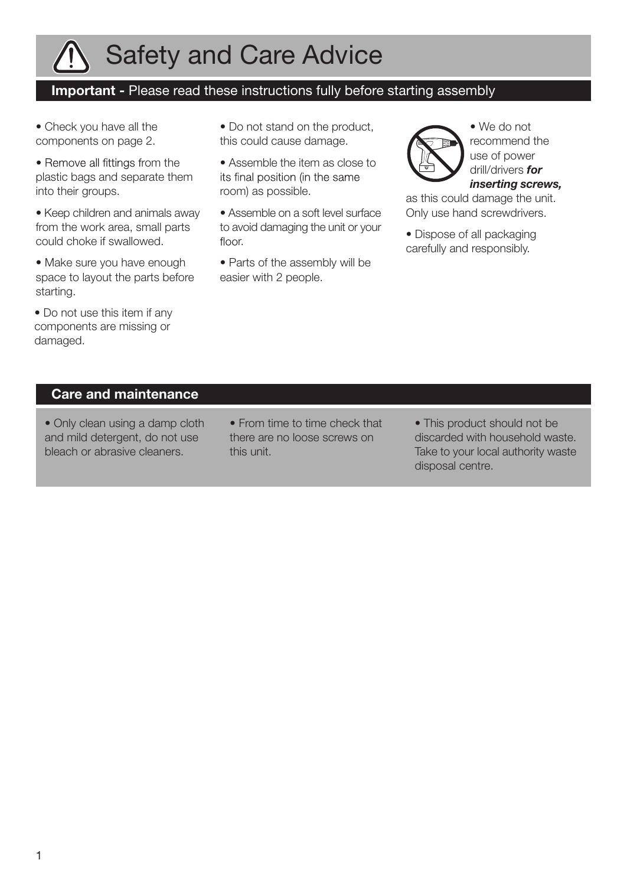# Safety and Care Advice

## **Important -** Please read these instructions fully before starting assembly

- Check you have all the components on page 2.
- Remove all fittings from the plastic bags and separate them into their groups.
- Keep children and animals away from the work area, small parts could choke if swallowed.
- Make sure you have enough space to layout the parts before starting.
- Do not use this item if any components are missing or damaged.
- Do not stand on the product, this could cause damage.
- Assemble the item as close to its final position (in the same room) as possible.
- Assemble on a soft level surface to avoid damaging the unit or your floor.
- Parts of the assembly will be easier with 2 people.
- We do not recommend the use of power drill/drivers ***for inserting screws,*** as this could damage the unit. Only use hand screwdrivers.
- Dispose of all packaging carefully and responsibly.

## Care and maintenance

- Only clean using a damp cloth and mild detergent, do not use bleach or abrasive cleaners.
- From time to time check that there are no loose screws on this unit.
- This product should not be discarded with household waste. Take to your local authority waste disposal centre.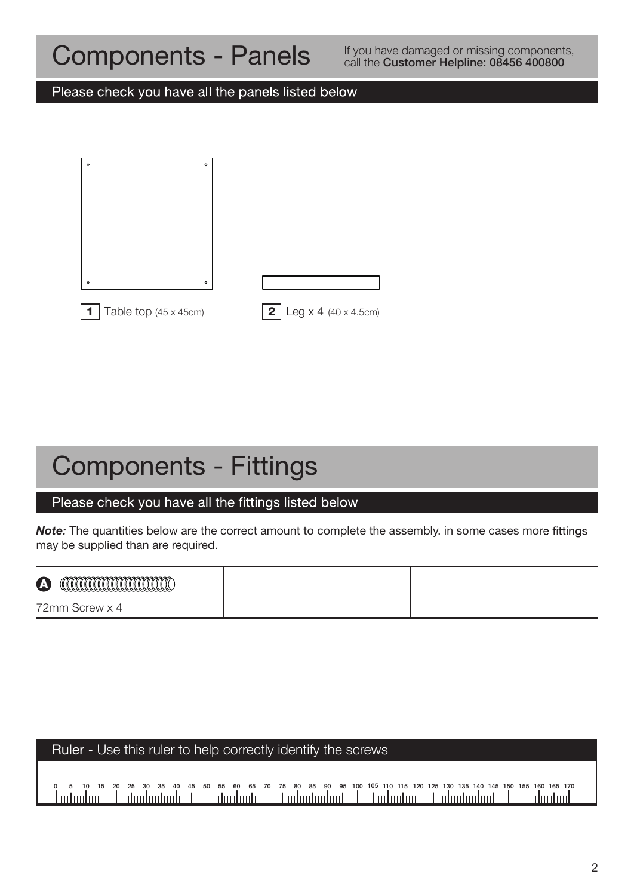# Components - Panels

If you have damaged or missing components, call the **Customer Helpline: 08456 400800**

## Please check you have all the panels listed below

**1** Table top (45 x 45cm)

**2** Leg x 4 (40 x 4.5cm)

# Components - Fittings

## Please check you have all the fittings listed below

***Note:*** The quantities below are the correct amount to complete the assembly. in some cases more fittings may be supplied than are required.

| A | | |
|---|---|---|
| 72mm Screw x 4 | | |

## Ruler - Use this ruler to help correctly identify the screws

0 5 10 15 20 25 30 35 40 45 50 55 60 65 70 75 80 85 90 95 100 105 110 115 120 125 130 135 140 145 150 155 160 165 170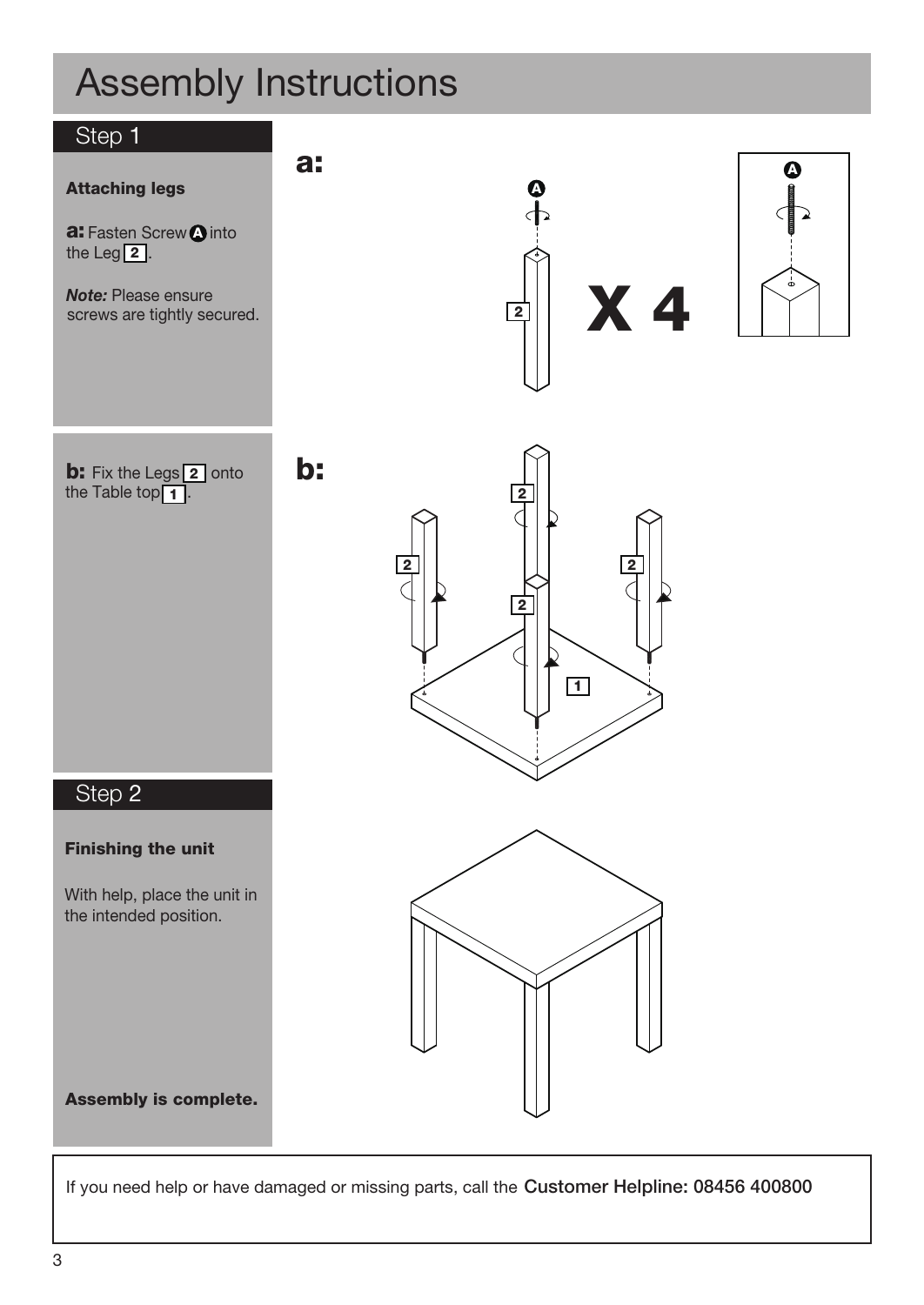# Assembly Instructions

## Step 1

**Attaching legs**

**a:** Fasten Screw A into the Leg 2.

***Note:*** Please ensure screws are tightly secured.

a:

A

2

X 4

A

**b:** Fix the Legs 2 onto the Table top 1.

b:

2

2

2

2

1

## Step 2

**Finishing the unit**

With help, place the unit in the intended position.

**Assembly is complete.**

If you need help or have damaged or missing parts, call the Customer Helpline: 08456 400800